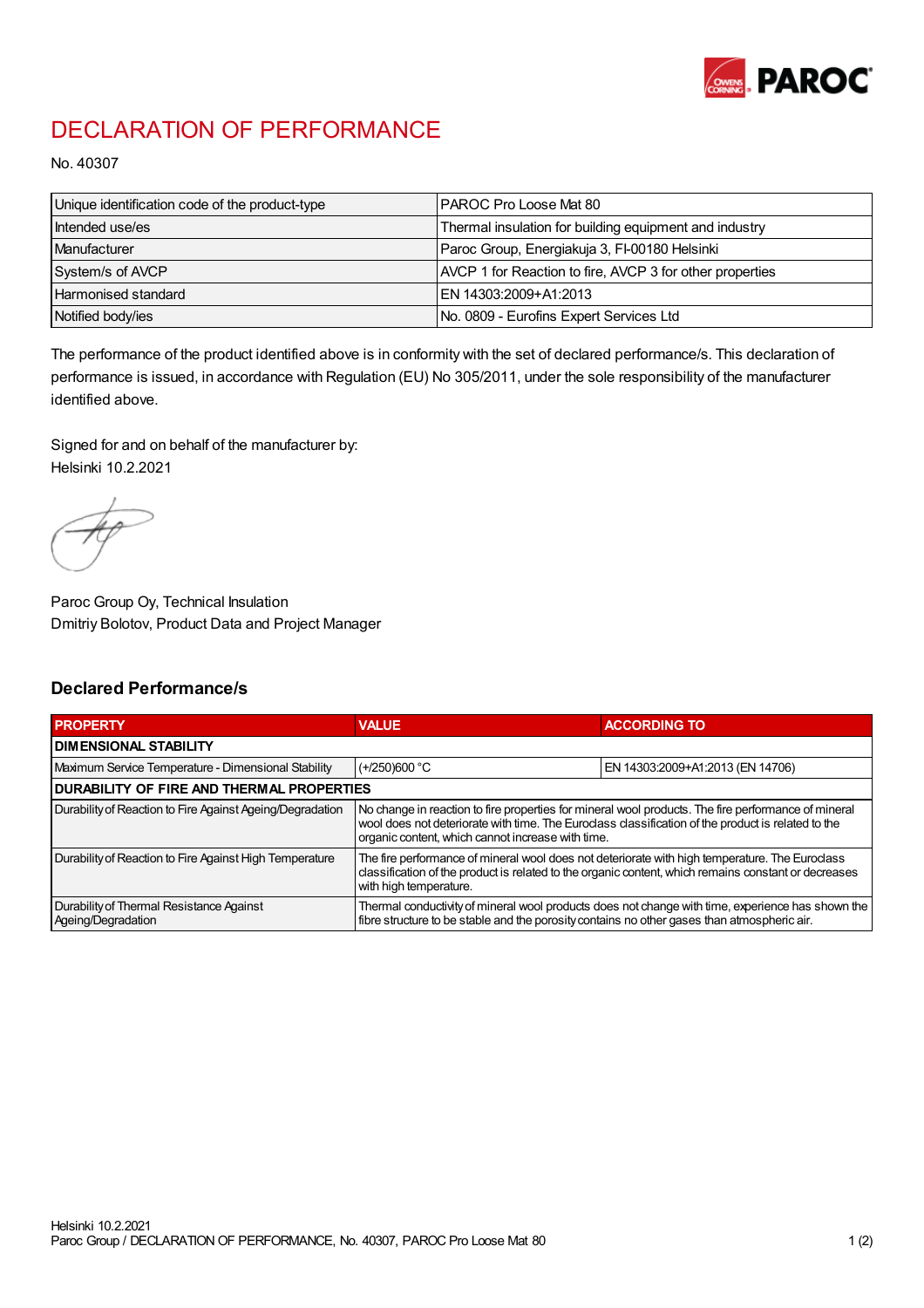# DECLARATION OF PERFORMANCE

No. 40307

| Unique identification code of the product-type | PAROC Pro Loose Mat 80 |
|---|---|
| Intended use/es | Thermal insulation for building equipment and industry |
| Manufacturer | Paroc Group, Energiakuja 3, FI-00180 Helsinki |
| System/s of AVCP | AVCP 1 for Reaction to fire, AVCP 3 for other properties |
| Harmonised standard | EN 14303:2009+A1:2013 |
| Notified body/ies | No. 0809 - Eurofins Expert Services Ltd |

The performance of the product identified above is in conformity with the set of declared performance/s. This declaration of performance is issued, in accordance with Regulation (EU) No 305/2011, under the sole responsibility of the manufacturer identified above.

Signed for and on behalf of the manufacturer by:
Helsinki 10.2.2021

Paroc Group Oy, Technical Insulation
Dmitriy Bolotov, Product Data and Project Manager

## Declared Performance/s

| PROPERTY | VALUE | ACCORDING TO |
|---|---|---|
| **DIMENSIONAL STABILITY** | | |
| Maximum Service Temperature - Dimensional Stability | (+/250)600 °C | EN 14303:2009+A1:2013 (EN 14706) |
| **DURABILITY OF FIRE AND THERMAL PROPERTIES** | | |
| Durability of Reaction to Fire Against Ageing/Degradation | No change in reaction to fire properties for mineral wool products. The fire performance of mineral wool does not deteriorate with time. The Euroclass classification of the product is related to the organic content, which cannot increase with time. | |
| Durability of Reaction to Fire Against High Temperature | The fire performance of mineral wool does not deteriorate with high temperature. The Euroclass classification of the product is related to the organic content, which remains constant or decreases with high temperature. | |
| Durability of Thermal Resistance Against Ageing/Degradation | Thermal conductivity of mineral wool products does not change with time, experience has shown the fibre structure to be stable and the porosity contains no other gases than atmospheric air. | |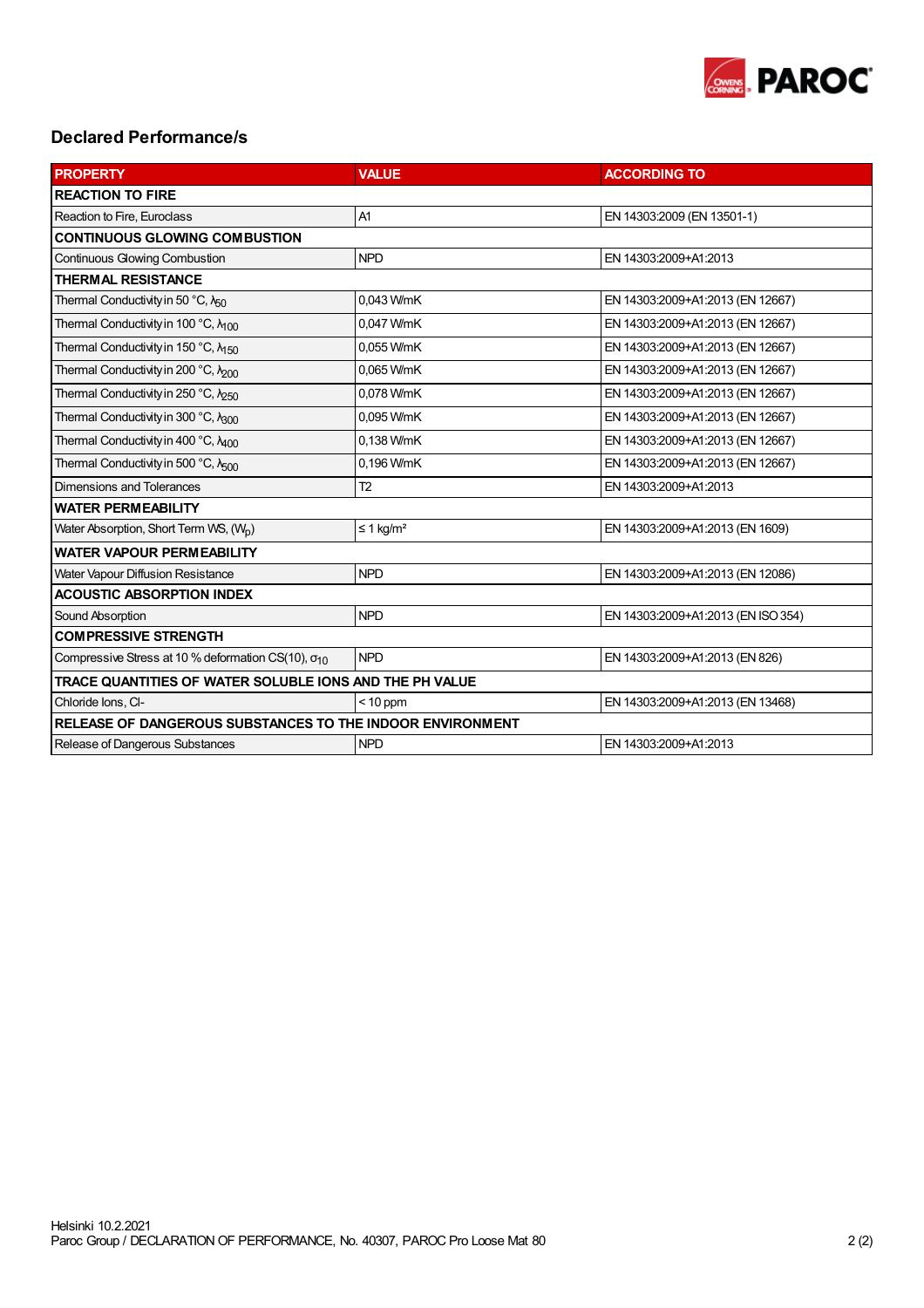## Declared Performance/s

| PROPERTY | VALUE | ACCORDING TO |
|---|---|---|
| **REACTION TO FIRE** | | |
| Reaction to Fire, Euroclass | A1 | EN 14303:2009 (EN 13501-1) |
| **CONTINUOUS GLOWING COMBUSTION** | | |
| Continuous Glowing Combustion | NPD | EN 14303:2009+A1:2013 |
| **THERMAL RESISTANCE** | | |
| Thermal Conductivity in 50 °C, $\lambda_{50}$ | 0,043 W/mK | EN 14303:2009+A1:2013 (EN 12667) |
| Thermal Conductivity in 100 °C, $\lambda_{100}$ | 0,047 W/mK | EN 14303:2009+A1:2013 (EN 12667) |
| Thermal Conductivity in 150 °C, $\lambda_{150}$ | 0,055 W/mK | EN 14303:2009+A1:2013 (EN 12667) |
| Thermal Conductivity in 200 °C, $\lambda_{200}$ | 0,065 W/mK | EN 14303:2009+A1:2013 (EN 12667) |
| Thermal Conductivity in 250 °C, $\lambda_{250}$ | 0,078 W/mK | EN 14303:2009+A1:2013 (EN 12667) |
| Thermal Conductivity in 300 °C, $\lambda_{300}$ | 0,095 W/mK | EN 14303:2009+A1:2013 (EN 12667) |
| Thermal Conductivity in 400 °C, $\lambda_{400}$ | 0,138 W/mK | EN 14303:2009+A1:2013 (EN 12667) |
| Thermal Conductivity in 500 °C, $\lambda_{500}$ | 0,196 W/mK | EN 14303:2009+A1:2013 (EN 12667) |
| Dimensions and Tolerances | T2 | EN 14303:2009+A1:2013 |
| **WATER PERMEABILITY** | | |
| Water Absorption, Short Term WS, ($W_p$) | ≤ 1 kg/m² | EN 14303:2009+A1:2013 (EN 1609) |
| **WATER VAPOUR PERMEABILITY** | | |
| Water Vapour Diffusion Resistance | NPD | EN 14303:2009+A1:2013 (EN 12086) |
| **ACOUSTIC ABSORPTION INDEX** | | |
| Sound Absorption | NPD | EN 14303:2009+A1:2013 (EN ISO 354) |
| **COMPRESSIVE STRENGTH** | | |
| Compressive Stress at 10 % deformation CS(10), $\sigma_{10}$ | NPD | EN 14303:2009+A1:2013 (EN 826) |
| **TRACE QUANTITIES OF WATER SOLUBLE IONS AND THE PH VALUE** | | |
| Chloride Ions, Cl- | < 10 ppm | EN 14303:2009+A1:2013 (EN 13468) |
| **RELEASE OF DANGEROUS SUBSTANCES TO THE INDOOR ENVIRONMENT** | | |
| Release of Dangerous Substances | NPD | EN 14303:2009+A1:2013 |

Helsinki 10.2.2021

Paroc Group / DECLARATION OF PERFORMANCE, No. 40307, PAROC Pro Loose Mat 80